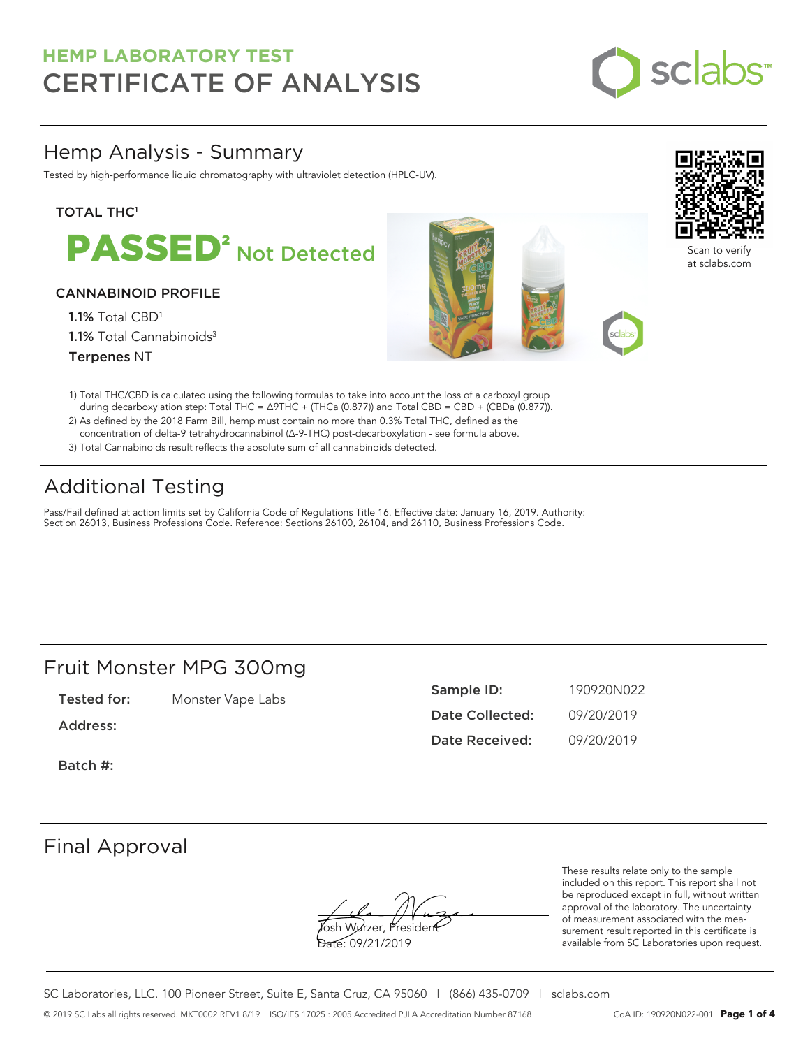# HEMP LABORATORY TEST
# CERTIFICATE OF ANALYSIS

## Hemp Analysis - Summary

Tested by high-performance liquid chromatography with ultraviolet detection (HPLC-UV).

**TOTAL THC[1]**

**PASSED[2]** Not Detected

**CANNABINOID PROFILE**

**1.1%** Total CBD[1]
**1.1%** Total Cannabinoids[3]
**Terpenes** NT

Scan to verify at sclabs.com

1) Total THC/CBD is calculated using the following formulas to take into account the loss of a carboxyl group during decarboxylation step: Total THC = Δ9THC + (THCa (0.877)) and Total CBD = CBD + (CBDa (0.877)).
2) As defined by the 2018 Farm Bill, hemp must contain no more than 0.3% Total THC, defined as the concentration of delta-9 tetrahydrocannabinol (Δ-9-THC) post-decarboxylation - see formula above.
3) Total Cannabinoids result reflects the absolute sum of all cannabinoids detected.

## Additional Testing

Pass/Fail defined at action limits set by California Code of Regulations Title 16. Effective date: January 16, 2019. Authority: Section 26013, Business Professions Code. Reference: Sections 26100, 26104, and 26110, Business Professions Code.

## Fruit Monster MPG 300mg

**Tested for:** Monster Vape Labs

**Address:**

**Batch #:**

**Sample ID:** 190920N022
**Date Collected:** 09/20/2019
**Date Received:** 09/20/2019

## Final Approval

Josh Wurzer, President
Date: 09/21/2019

These results relate only to the sample included on this report. This report shall not be reproduced except in full, without written approval of the laboratory. The uncertainty of measurement associated with the measurement result reported in this certificate is available from SC Laboratories upon request.

SC Laboratories, LLC. 100 Pioneer Street, Suite E, Santa Cruz, CA 95060 | (866) 435-0709 | sclabs.com

© 2019 SC Labs all rights reserved. MKT0002 REV1 8/19 ISO/IES 17025 : 2005 Accredited PJLA Accreditation Number 87168 CoA ID: 190920N022-001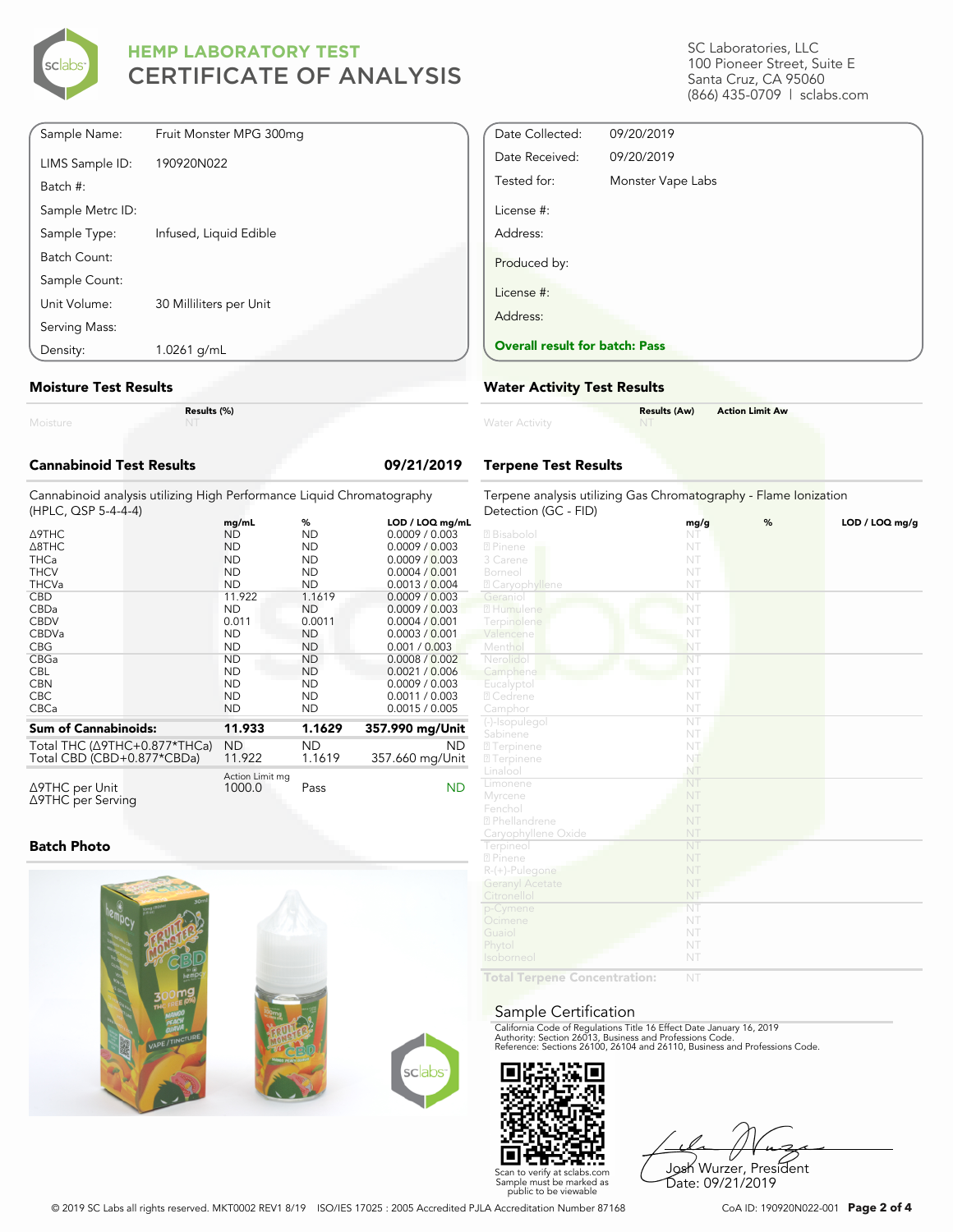# HEMP LABORATORY TEST
## CERTIFICATE OF ANALYSIS

SC Laboratories, LLC
100 Pioneer Street, Suite E
Santa Cruz, CA 95060
(866) 435-0709 | sclabs.com

| | |
|---|---|
| Sample Name: | Fruit Monster MPG 300mg |
| LIMS Sample ID: | 190920N022 |
| Batch #: | |
| Sample Metrc ID: | |
| Sample Type: | Infused, Liquid Edible |
| Batch Count: | |
| Sample Count: | |
| Unit Volume: | 30 Milliliters per Unit |
| Serving Mass: | |
| Density: | 1.0261 g/mL |

| | |
|---|---|
| Date Collected: | 09/20/2019 |
| Date Received: | 09/20/2019 |
| Tested for: | Monster Vape Labs |
| License #: | |
| Address: | |
| Produced by: | |
| License #: | |
| Address: | |

**Overall result for batch: Pass**

### Moisture Test Results

| | Results (%) |
|---|---|
| Moisture | NT |

### Water Activity Test Results

| | Results (Aw) | Action Limit Aw |
|---|---|---|
| Water Activity | NT | |

### Cannabinoid Test Results — 09/21/2019

Cannabinoid analysis utilizing High Performance Liquid Chromatography (HPLC, QSP 5-4-4-4)

| | mg/mL | % | LOD / LOQ mg/mL |
|---|---|---|---|
| Δ9THC | ND | ND | 0.0009 / 0.003 |
| Δ8THC | ND | ND | 0.0009 / 0.003 |
| THCa | ND | ND | 0.0009 / 0.003 |
| THCV | ND | ND | 0.0004 / 0.001 |
| THCVa | ND | ND | 0.0013 / 0.004 |
| CBD | 11.922 | 1.1619 | 0.0009 / 0.003 |
| CBDa | ND | ND | 0.0009 / 0.003 |
| CBDV | 0.011 | 0.0011 | 0.0004 / 0.001 |
| CBDVa | ND | ND | 0.0003 / 0.001 |
| CBG | ND | ND | 0.001 / 0.003 |
| CBGa | ND | ND | 0.0008 / 0.002 |
| CBL | ND | ND | 0.0021 / 0.006 |
| CBN | ND | ND | 0.0009 / 0.003 |
| CBC | ND | ND | 0.0011 / 0.003 |
| CBCa | ND | ND | 0.0015 / 0.005 |
| **Sum of Cannabinoids:** | **11.933** | **1.1629** | **357.990 mg/Unit** |
| Total THC (Δ9THC+0.877*THCa) | ND | ND | ND |
| Total CBD (CBD+0.877*CBDa) | 11.922 | 1.1619 | 357.660 mg/Unit |

| | Action Limit mg | | |
|---|---|---|---|
| Δ9THC per Unit | 1000.0 | Pass | ND |
| Δ9THC per Serving | | | |

### Terpene Test Results

Terpene analysis utilizing Gas Chromatography - Flame Ionization Detection (GC - FID)

| | mg/g | % | LOD / LOQ mg/g |
|---|---|---|---|
| Bisabolol | NT | | |
| Pinene | NT | | |
| 3 Carene | NT | | |
| Borneol | NT | | |
| Caryophyllene | NT | | |
| Geraniol | NT | | |
| Humulene | NT | | |
| Terpinolene | NT | | |
| Valencene | NT | | |
| Menthol | NT | | |
| Nerolidol | NT | | |
| Camphene | NT | | |
| Eucalyptol | NT | | |
| Cedrene | NT | | |
| Camphor | NT | | |
| (-)-Isopulegol | NT | | |
| Sabinene | NT | | |
| Terpinene | NT | | |
| Terpinene | NT | | |
| Linalool | NT | | |
| Limonene | NT | | |
| Myrcene | NT | | |
| Fenchol | NT | | |
| Phellandrene | NT | | |
| Caryophyllene Oxide | NT | | |
| Terpineol | NT | | |
| Pinene | NT | | |
| R-(+)-Pulegone | NT | | |
| Geranyl Acetate | NT | | |
| Citronellol | NT | | |
| p-Cymene | NT | | |
| Ocimene | NT | | |
| Guaiol | NT | | |
| Phytol | NT | | |
| Isoborneol | NT | | |
| **Total Terpene Concentration:** | NT | | |

### Batch Photo

### Sample Certification

California Code of Regulations Title 16 Effect Date January 16, 2019
Authority: Section 26013, Business and Professions Code.
Reference: Sections 26100, 26104 and 26110, Business and Professions Code.

Scan to verify at sclabs.com
Sample must be marked as public to be viewable

Josh Wurzer, President
Date: 09/21/2019

© 2019 SC Labs all rights reserved. MKT0002 REV1 8/19 ISO/IES 17025 : 2005 Accredited PJLA Accreditation Number 87168

CoA ID: 190920N022-001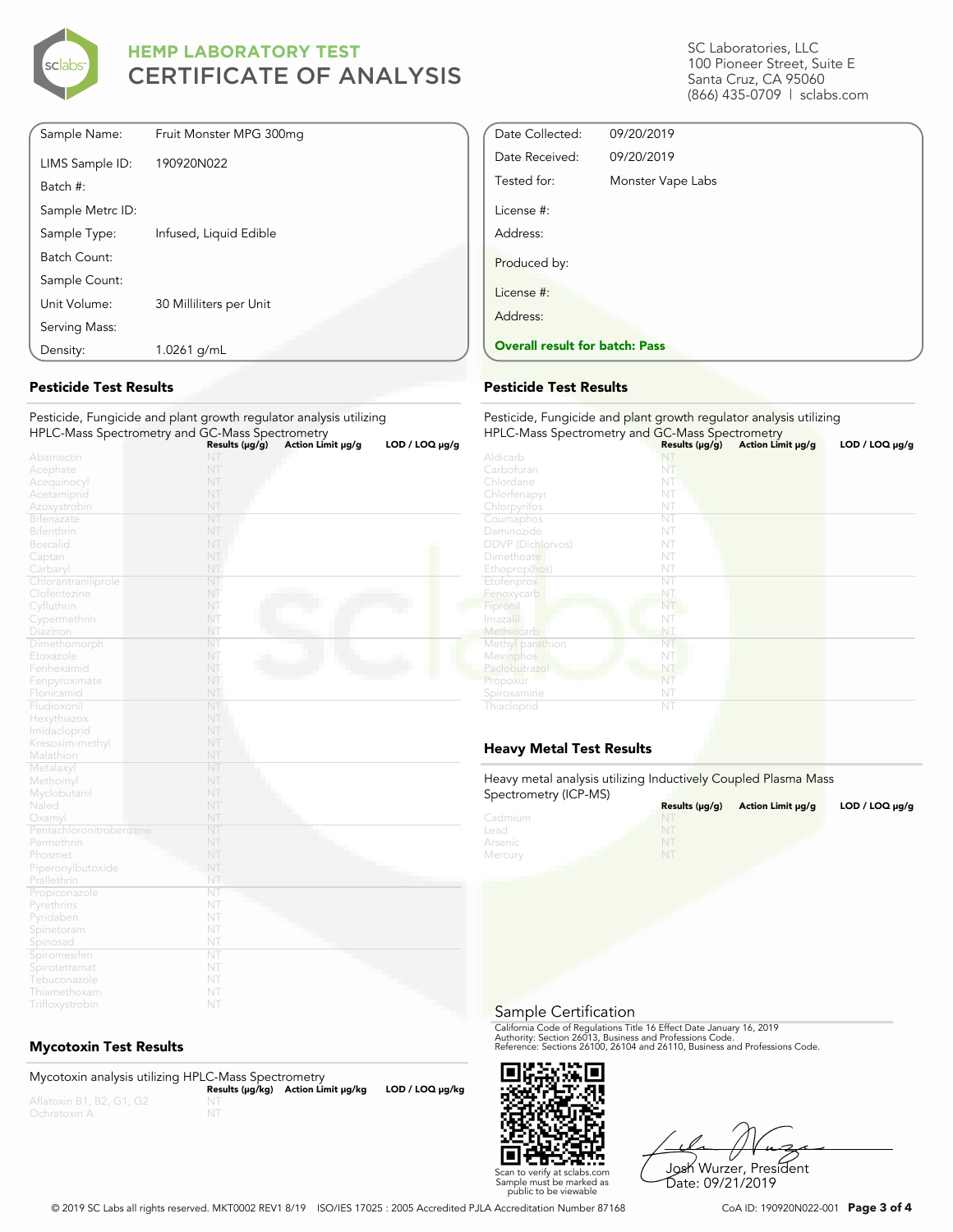# HEMP LABORATORY TEST
# CERTIFICATE OF ANALYSIS

SC Laboratories, LLC
100 Pioneer Street, Suite E
Santa Cruz, CA 95060
(866) 435-0709 | sclabs.com

| | |
|---|---|
| Sample Name: | Fruit Monster MPG 300mg |
| LIMS Sample ID: | 190920N022 |
| Batch #: | |
| Sample Metrc ID: | |
| Sample Type: | Infused, Liquid Edible |
| Batch Count: | |
| Sample Count: | |
| Unit Volume: | 30 Milliliters per Unit |
| Serving Mass: | |
| Density: | 1.0261 g/mL |

| | |
|---|---|
| Date Collected: | 09/20/2019 |
| Date Received: | 09/20/2019 |
| Tested for: | Monster Vape Labs |
| License #: | |
| Address: | |
| Produced by: | |
| License #: | |
| Address: | |

**Overall result for batch: Pass**

## Pesticide Test Results

Pesticide, Fungicide and plant growth regulator analysis utilizing HPLC-Mass Spectrometry and GC-Mass Spectrometry

| | Results (μg/g) | Action Limit μg/g | LOD / LOQ μg/g |
|---|---|---|---|
| Abamectin | NT | | |
| Acephate | NT | | |
| Acequinocyl | NT | | |
| Acetamiprid | NT | | |
| Azoxystrobin | NT | | |
| Bifenazate | NT | | |
| Bifenthrin | NT | | |
| Boscalid | NT | | |
| Captan | NT | | |
| Carbaryl | NT | | |
| Chlorantraniliprole | NT | | |
| Clofentezine | NT | | |
| Cyfluthrin | NT | | |
| Cypermethrin | NT | | |
| Diazinon | NT | | |
| Dimethomorph | NT | | |
| Etoxazole | NT | | |
| Fenhexamid | NT | | |
| Fenpyroximate | NT | | |
| Flonicamid | NT | | |
| Fludioxonil | NT | | |
| Hexythiazox | NT | | |
| Imidacloprid | NT | | |
| Kresoxim-methyl | NT | | |
| Malathion | NT | | |
| Metalaxyl | NT | | |
| Methomyl | NT | | |
| Myclobutanil | NT | | |
| Naled | NT | | |
| Oxamyl | NT | | |
| Pentachloronitrobenzene | NT | | |
| Permethrin | NT | | |
| Phosmet | NT | | |
| Piperonylbutoxide | NT | | |
| Prallethrin | NT | | |
| Propiconazole | NT | | |
| Pyrethrins | NT | | |
| Pyridaben | NT | | |
| Spinetoram | NT | | |
| Spinosad | NT | | |
| Spiromesifen | NT | | |
| Spirotetramat | NT | | |
| Tebuconazole | NT | | |
| Thiamethoxam | NT | | |
| Trifloxystrobin | NT | | |

## Mycotoxin Test Results

Mycotoxin analysis utilizing HPLC-Mass Spectrometry

| | Results (μg/kg) | Action Limit μg/kg | LOD / LOQ μg/kg |
|---|---|---|---|
| Aflatoxin B1, B2, G1, G2 | NT | | |
| Ochratoxin A | NT | | |

## Pesticide Test Results

Pesticide, Fungicide and plant growth regulator analysis utilizing HPLC-Mass Spectrometry and GC-Mass Spectrometry

| | Results (μg/g) | Action Limit μg/g | LOD / LOQ μg/g |
|---|---|---|---|
| Aldicarb | NT | | |
| Carbofuran | NT | | |
| Chlordane | NT | | |
| Chlorfenapyr | NT | | |
| Chlorpyrifos | NT | | |
| Coumaphos | NT | | |
| Daminozide | NT | | |
| DDVP (Dichlorvos) | NT | | |
| Dimethoate | NT | | |
| Ethoprop(hos) | NT | | |
| Etofenprox | NT | | |
| Fenoxycarb | NT | | |
| Fipronil | NT | | |
| Imazalil | NT | | |
| Methiocarb | NT | | |
| Methyl parathion | NT | | |
| Mevinphos | NT | | |
| Paclobutrazol | NT | | |
| Propoxur | NT | | |
| Spiroxamine | NT | | |
| Thiacloprid | NT | | |

## Heavy Metal Test Results

Heavy metal analysis utilizing Inductively Coupled Plasma Mass Spectrometry (ICP-MS)

| | Results (μg/g) | Action Limit μg/g | LOD / LOQ μg/g |
|---|---|---|---|
| Cadmium | NT | | |
| Lead | NT | | |
| Arsenic | NT | | |
| Mercury | NT | | |

## Sample Certification

California Code of Regulations Title 16 Effect Date January 16, 2019
Authority: Section 26013, Business and Professions Code.
Reference: Sections 26100, 26104 and 26110, Business and Professions Code.

Scan to verify at sclabs.com
Sample must be marked as public to be viewable

Josh Wurzer, President
Date: 09/21/2019

© 2019 SC Labs all rights reserved. MKT0002 REV1 8/19 ISO/IES 17025 : 2005 Accredited PJLA Accreditation Number 87168

CoA ID: 190920N022-001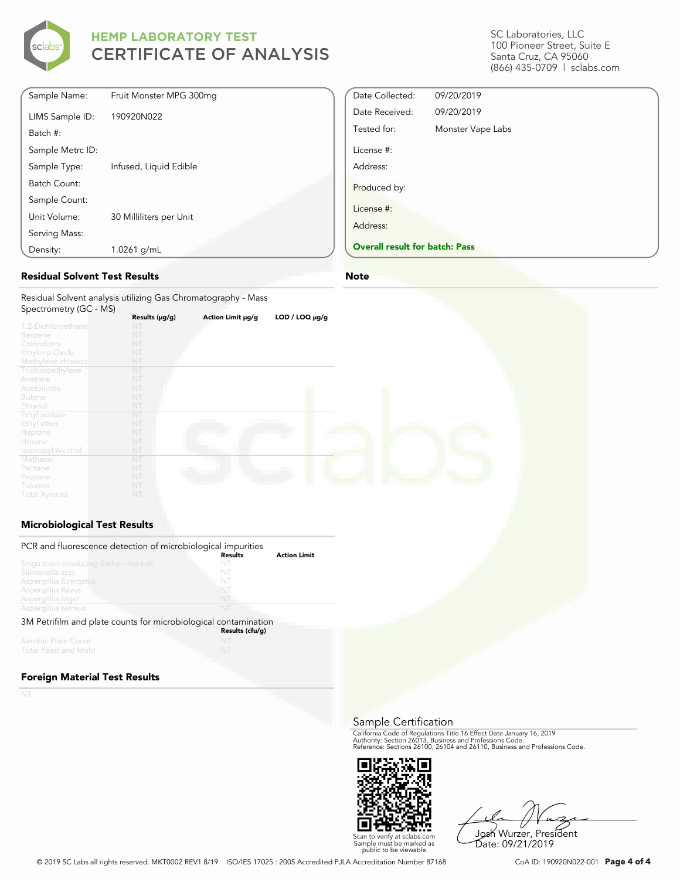# HEMP LABORATORY TEST
# CERTIFICATE OF ANALYSIS

SC Laboratories, LLC
100 Pioneer Street, Suite E
Santa Cruz, CA 95060
(866) 435-0709 | sclabs.com

| | |
|---|---|
| Sample Name: | Fruit Monster MPG 300mg |
| LIMS Sample ID: | 190920N022 |
| Batch #: | |
| Sample Metrc ID: | |
| Sample Type: | Infused, Liquid Edible |
| Batch Count: | |
| Sample Count: | |
| Unit Volume: | 30 Milliliters per Unit |
| Serving Mass: | |
| Density: | 1.0261 g/mL |

| | |
|---|---|
| Date Collected: | 09/20/2019 |
| Date Received: | 09/20/2019 |
| Tested for: | Monster Vape Labs |
| License #: | |
| Address: | |
| Produced by: | |
| License #: | |
| Address: | |

**Overall result for batch: Pass**

## Residual Solvent Test Results

Residual Solvent analysis utilizing Gas Chromatography - Mass Spectrometry (GC - MS)

| | Results (µg/g) | Action Limit µg/g | LOD / LOQ µg/g |
|---|---|---|---|
| 1,2-Dichloroethane | NT | | |
| Benzene | NT | | |
| Chloroform | NT | | |
| Ethylene Oxide | NT | | |
| Methylene chloride | NT | | |
| Trichloroethylene | NT | | |
| Acetone | NT | | |
| Acetonitrile | NT | | |
| Butane | NT | | |
| Ethanol | NT | | |
| Ethyl acetate | NT | | |
| Ethyl ether | NT | | |
| Heptane | NT | | |
| Hexane | NT | | |
| Isopropyl Alcohol | NT | | |
| Methanol | NT | | |
| Pentane | NT | | |
| Propane | NT | | |
| Toluene | NT | | |
| Total Xylenes | NT | | |

## Note

## Microbiological Test Results

PCR and fluorescence detection of microbiological impurities

| | Results | Action Limit |
|---|---|---|
| Shiga toxin-producing Escherichia coli | NT | |
| Salmonella spp. | NT | |
| Aspergillus fumigatus | NT | |
| Aspergillus flavus | NT | |
| Aspergillus niger | NT | |
| Aspergillus terreus | NT | |

3M Petrifilm and plate counts for microbiological contamination

| | Results (cfu/g) |
|---|---|
| Aerobic Plate Count | NT |
| Total Yeast and Mold | NT |

## Foreign Material Test Results

NT

## Sample Certification

California Code of Regulations Title 16 Effect Date January 16, 2019
Authority: Section 26013, Business and Professions Code.
Reference: Sections 26100, 26104 and 26110, Business and Professions Code.

Scan to verify at sclabs.com
Sample must be marked as public to be viewable

Josh Wurzer, President
Date: 09/21/2019

© 2019 SC Labs all rights reserved. MKT0002 REV1 8/19 ISO/IES 17025 : 2005 Accredited PJLA Accreditation Number 87168

CoA ID: 190920N022-001